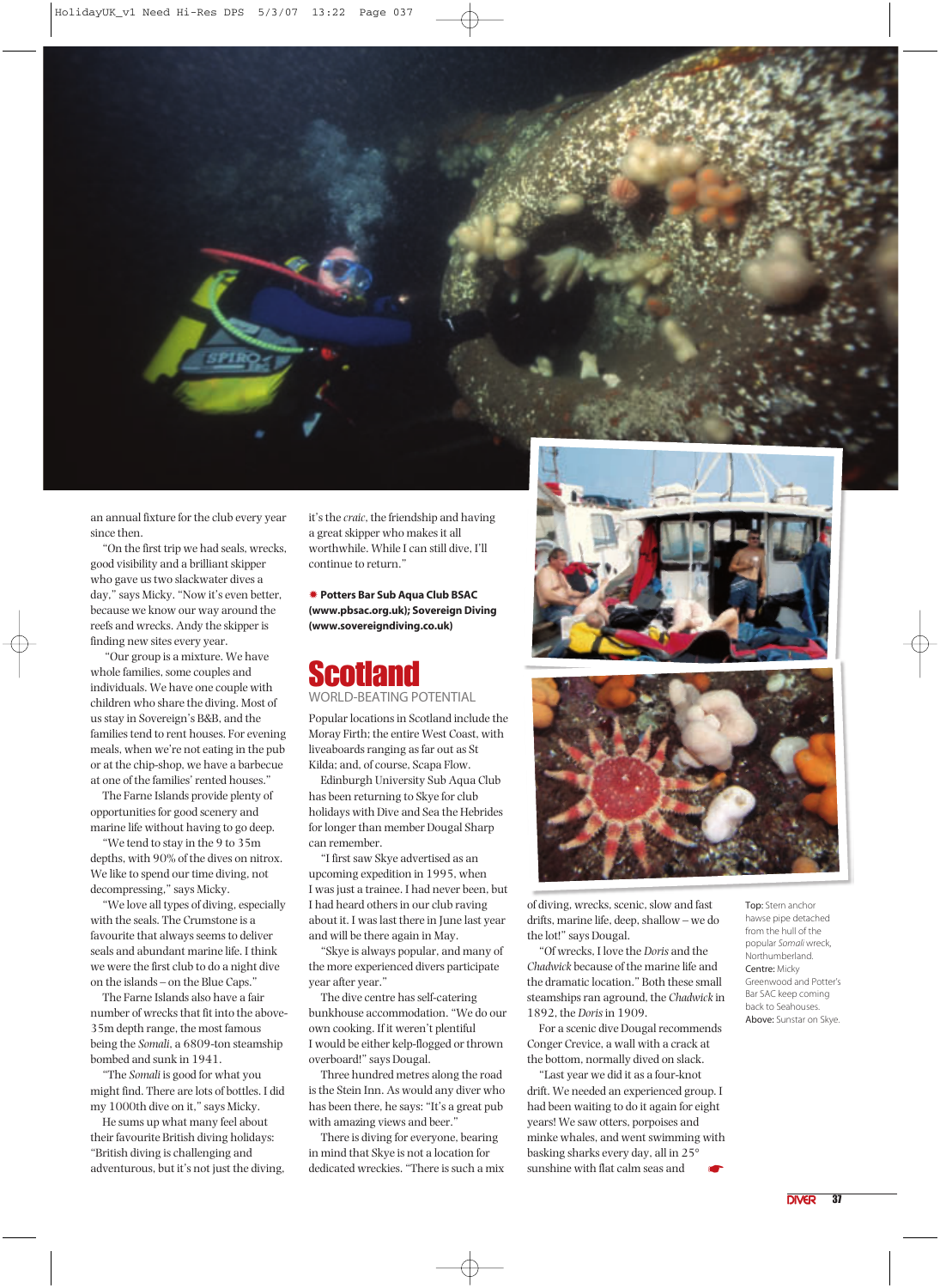an annual fixture for the club every year since then.

"On the first trip we had seals, wrecks, good visibility and a brilliant skipper who gave us two slackwater dives a day," says Micky. "Now it's even better, because we know our way around the reefs and wrecks. And the skipper is finding new sites every year.

"Our group is a mixture. We have whole families, some couples and individuals. We have one couple with children who share the diving. Most of us stay in Sovereign's B&B, and the families tend to rent houses. For evening meals, when we're not eating in the pub or at the chip-shop, we have a barbecue at one of the families' rented houses."

The Farne Islands provide plenty of opportunities for good scenery and marine life without having to go deep.

"We tend to stay in the 9 to 35m depths, with 90% of the dives on nitrox. We like to spend our time diving, not decompressing," says Micky.

"We love all types of diving, especially with the seals. The Crumstone is a favourite that always seems to deliver seals and abundant marine life. I think we were the first club to do a night dive on the islands – on the Blue Caps."

The Farne Islands also have a fair number of wrecks that fit into the above-35m depth range, the most famous being the *Somali*, a 6809-ton steamship bombed and sunk in 1941.

"The *Somali* is good for what you might find. There are lots of bottles. I did my 1000th dive on it," says Micky.

He sums up what many feel about their favourite British diving holidays: "British diving is challenging and adventurous, but it's not just the diving, it's the *craic*, the friendship and having a great skipper who makes it all worthwhile. While I can still dive, I'll continue to return."

**Potters Bar Sub Aqua Club BSAC (www.pbsac.org.uk); Sovereign Diving (www.sovereigndiving.co.uk)**

# Scotland

## WORLD-BEATING POTENTIAL

Popular locations in Scotland include the Moray Firth; the entire West Coast, with liveaboards ranging as far out as St Kilda; and, of course, Scapa Flow.

Edinburgh University Sub Aqua Club has been returning to Skye for club holidays with Dive and Sea the Hebrides for longer than member Dougal Sharp can remember.

"I first saw Skye advertised as an upcoming expedition in 1995, when I was just a trainee. I had never been, but I had heard others in our club raving about it. I was last there in June last year and will be there again in May.

"Skye is always popular, and many of the more experienced divers participate year after year."

The dive centre has self-catering bunkhouse accommodation. "We do our own cooking. If it weren't plentiful I would be either kelp-flogged or thrown overboard!" says Dougal.

Three hundred metres along the road is the Stein Inn. As would any diver who has been there, he says: "It's a great pub with amazing views and beer."

There is diving for everyone, bearing in mind that Skye is not a location for dedicated wreckies. "There is such a mix of diving, wrecks, scenic, slow and fast drifts, marine life, deep, shallow – we do the lot!" says Dougal.

"Of wrecks, I love the *Doris* and the *Chadwick* because of the marine life and the dramatic location." Both these small steamships ran aground, the *Chadwick* in 1892, the *Doris* in 1909.

For a scenic dive Dougal recommends Conger Crevice, a wall with a crack at the bottom, normally dived on slack.

"Last year we did it as a four-knot drift. We needed an experienced group. I had been waiting to do it again for eight years! We saw otters, porpoises and minke whales, and went swimming with basking sharks every day, all in 25° sunshine with flat calm seas and

**Top:** Stern anchor hawse pipe detached from the hull of the popular *Somali* wreck, Northumberland. **Centre:** Micky Greenwood and Potter's Bar SAC keep coming back to Seahouses. **Above:** Sunstar on Skye.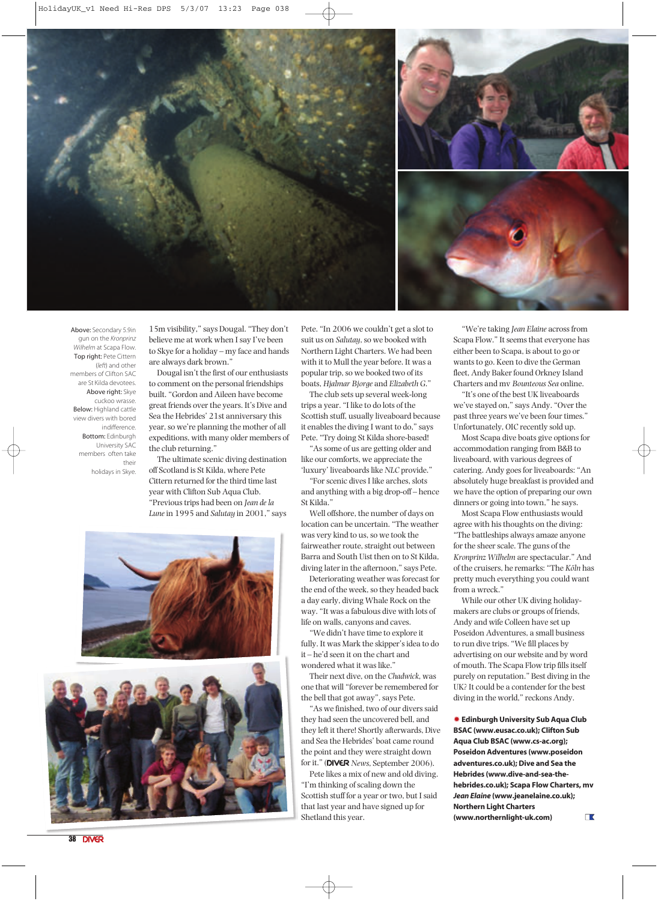**Above:** Secondary 5.9in gun on the *Kronprinz Wilhelm* at Scapa Flow. **Top right:** Pete Cittern (*left*) and other members of Clifton SAC are St Kilda devotees. **Above right:** Skye cuckoo wrasse. **Below:** Highland cattle view divers with bored indifference. **Bottom:** Edinburgh University SAC members often take their holidays in Skye.

15m visibility," says Dougal. "They don't believe me at work when I say I've been to Skye for a holiday – my face and hands are always dark brown."

Dougal isn't the first of our enthusiasts to comment on the personal friendships built. "Gordon and Aileen have become great friends over the years. It's Dive and Sea the Hebrides' 21st anniversary this year, so we're planning the mother of all expeditions, with many older members of the club returning."

The ultimate scenic diving destination off Scotland is St Kilda, where Pete Cittern returned for the third time last year with Clifton Sub Aqua Club. "Previous trips had been on *Jean de la Lune* in 1995 and *Salutay* in 2001," says Pete. "In 2006 we couldn't get a slot to suit us on *Salutay*, so we booked with Northern Light Charters. We had been with it to Mull the year before. It was a popular trip, so we booked two of its boats, *Hjalmar Bjorge* and *Elizabeth G*."

The club sets up several week-long trips a year. "I like to do lots of the Scottish stuff, usually liveaboard because it enables the diving I want to do," says Pete. "Try doing St Kilda shore-based!

"As some of us are getting older and like our comforts, we appreciate the 'luxury' liveaboards like *NLC* provide."

"For scenic dives I like arches, slots and anything with a big drop-off – hence St Kilda."

Well offshore, the number of days on location can be uncertain. "The weather was very kind to us, so we took the fairweather route, straight out between Barra and South Uist then on to St Kilda, diving later in the afternoon," says Pete.

Deteriorating weather was forecast for the end of the week, so they headed back a day early, diving Whale Rock on the way. "It was a fabulous dive with lots of life on walls, canyons and caves.

"We didn't have time to explore it fully. It was Mark the skipper's idea to do it – he'd seen it on the chart and wondered what it was like."

Their next dive, on the *Chadwick*, was one that will "forever be remembered for the bell that got away", says Pete.

"As we finished, two of our divers said they had seen the uncovered bell, and they left it there! Shortly afterwards, Dive and Sea the Hebrides' boat came round the point and they were straight down for it." (**DIVER** *News*, September 2006).

Pete likes a mix of new and old diving. "I'm thinking of scaling down the Scottish stuff for a year or two, but I said that last year and have signed up for Shetland this year.

"We're taking *Jean Elaine* across from Scapa Flow." It seems that everyone has either been to Scapa, is about to go or wants to go. Keen to dive the German fleet, Andy Baker found Orkney Island Charters and mv *Bounteous Sea* online.

"It's one of the best UK liveaboards we've stayed on," says Andy. "Over the past three years we've been four times." Unfortunately, OIC recently sold up.

Most Scapa dive boats give options for accommodation ranging from B&B to liveaboard, with various degrees of catering. Andy goes for liveaboards: "An absolutely huge breakfast is provided and we have the option of preparing our own dinners or going into town," he says.

Most Scapa Flow enthusiasts would agree with his thoughts on the diving: "The battleships always amaze anyone for the sheer scale. The guns of the *Kronprinz Wilhelm* are spectacular." And of the cruisers, he remarks: "The *Köln* has pretty much everything you could want from a wreck."

While our other UK diving holiday-makers are clubs or groups of friends, Andy and wife Colleen have set up Poseidon Adventures, a small business to run dive trips. "We fill places by advertising on our website and by word of mouth. The Scapa Flow trip fills itself purely on reputation." Best diving in the UK? It could be a contender for the best diving in the world," reckons Andy.

**✸ Edinburgh University Sub Aqua Club BSAC (www.eusac.co.uk); Clifton Sub Aqua Club BSAC (www.cs-ac.org); Poseidon Adventures (www.poseidonadventures.co.uk); Dive and Sea the Hebrides (www.dive-and-sea-the-hebrides.co.uk); Scapa Flow Charters, mv *Jean Elaine* (www.jeanelaine.co.uk); Northern Light Charters (www.northernlight-uk.com)**